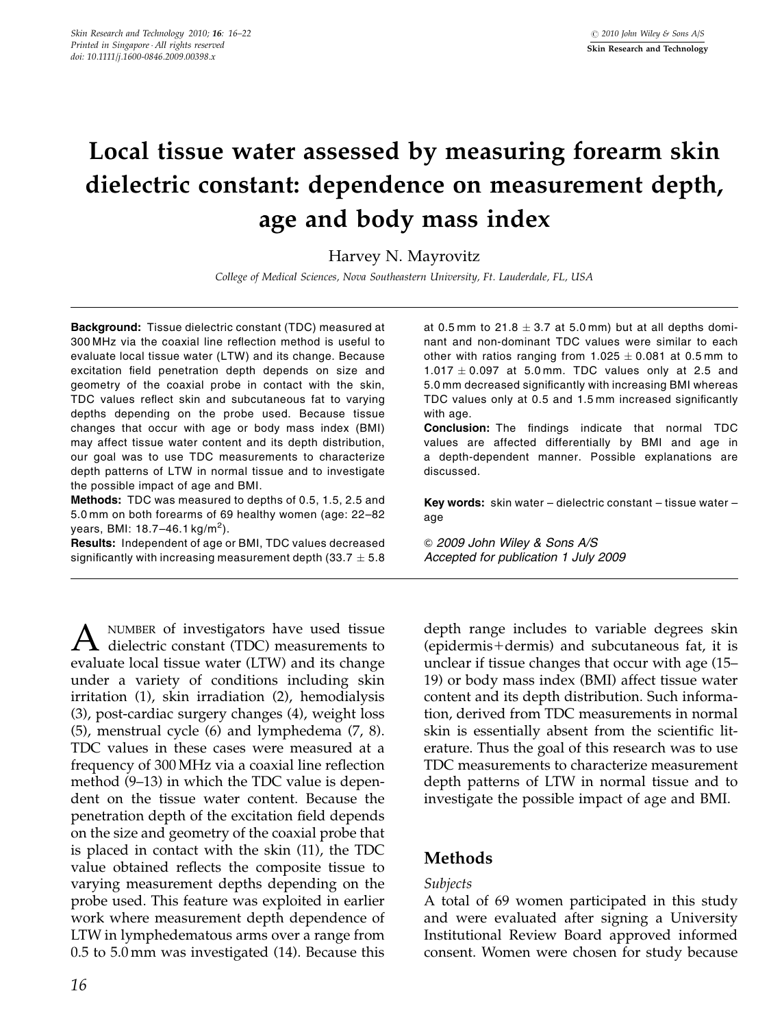# Local tissue water assessed by measuring forearm skin dielectric constant: dependence on measurement depth, age and body mass index

Harvey N. Mayrovitz

*College of Medical Sciences, Nova Southeastern University, Ft. Lauderdale, FL, USA*

**Background:** Tissue dielectric constant (TDC) measured at 300 MHz via the coaxial line reflection method is useful to evaluate local tissue water (LTW) and its change. Because excitation field penetration depth depends on size and geometry of the coaxial probe in contact with the skin, TDC values reflect skin and subcutaneous fat to varying depths depending on the probe used. Because tissue changes that occur with age or body mass index (BMI) may affect tissue water content and its depth distribution, our goal was to use TDC measurements to characterize depth patterns of LTW in normal tissue and to investigate the possible impact of age and BMI.

**Methods:** TDC was measured to depths of 0.5, 1.5, 2.5 and 5.0 mm on both forearms of 69 healthy women (age: 22–82 years, BMI: 18.7–46.1 kg/m$^2$).

**Results:** Independent of age or BMI, TDC values decreased significantly with increasing measurement depth ($33.7 \pm 5.8$ at 0.5 mm to $21.8 \pm 3.7$ at 5.0 mm) but at all depths dominant and non-dominant TDC values were similar to each other with ratios ranging from $1.025 \pm 0.081$ at 0.5 mm to $1.017 \pm 0.097$ at 5.0 mm. TDC values only at 2.5 and 5.0 mm decreased significantly with increasing BMI whereas TDC values only at 0.5 and 1.5 mm increased significantly with age.

**Conclusion:** The findings indicate that normal TDC values are affected differentially by BMI and age in a depth-dependent manner. Possible explanations are discussed.

**Key words:** skin water – dielectric constant – tissue water – age

*© 2009 John Wiley & Sons A/S*
*Accepted for publication 1 July 2009*

A number of investigators have used tissue dielectric constant (TDC) measurements to evaluate local tissue water (LTW) and its change under a variety of conditions including skin irritation (1), skin irradiation (2), hemodialysis (3), post-cardiac surgery changes (4), weight loss (5), menstrual cycle (6) and lymphedema (7, 8). TDC values in these cases were measured at a frequency of 300 MHz via a coaxial line reflection method (9–13) in which the TDC value is dependent on the tissue water content. Because the penetration depth of the excitation field depends on the size and geometry of the coaxial probe that is placed in contact with the skin (11), the TDC value obtained reflects the composite tissue to varying measurement depths depending on the probe used. This feature was exploited in earlier work where measurement depth dependence of LTW in lymphedematous arms over a range from 0.5 to 5.0 mm was investigated (14). Because this depth range includes to variable degrees skin (epidermis+dermis) and subcutaneous fat, it is unclear if tissue changes that occur with age (15–19) or body mass index (BMI) affect tissue water content and its depth distribution. Such information, derived from TDC measurements in normal skin is essentially absent from the scientific literature. Thus the goal of this research was to use TDC measurements to characterize measurement depth patterns of LTW in normal tissue and to investigate the possible impact of age and BMI.

## Methods

### *Subjects*

A total of 69 women participated in this study and were evaluated after signing a University Institutional Review Board approved informed consent. Women were chosen for study because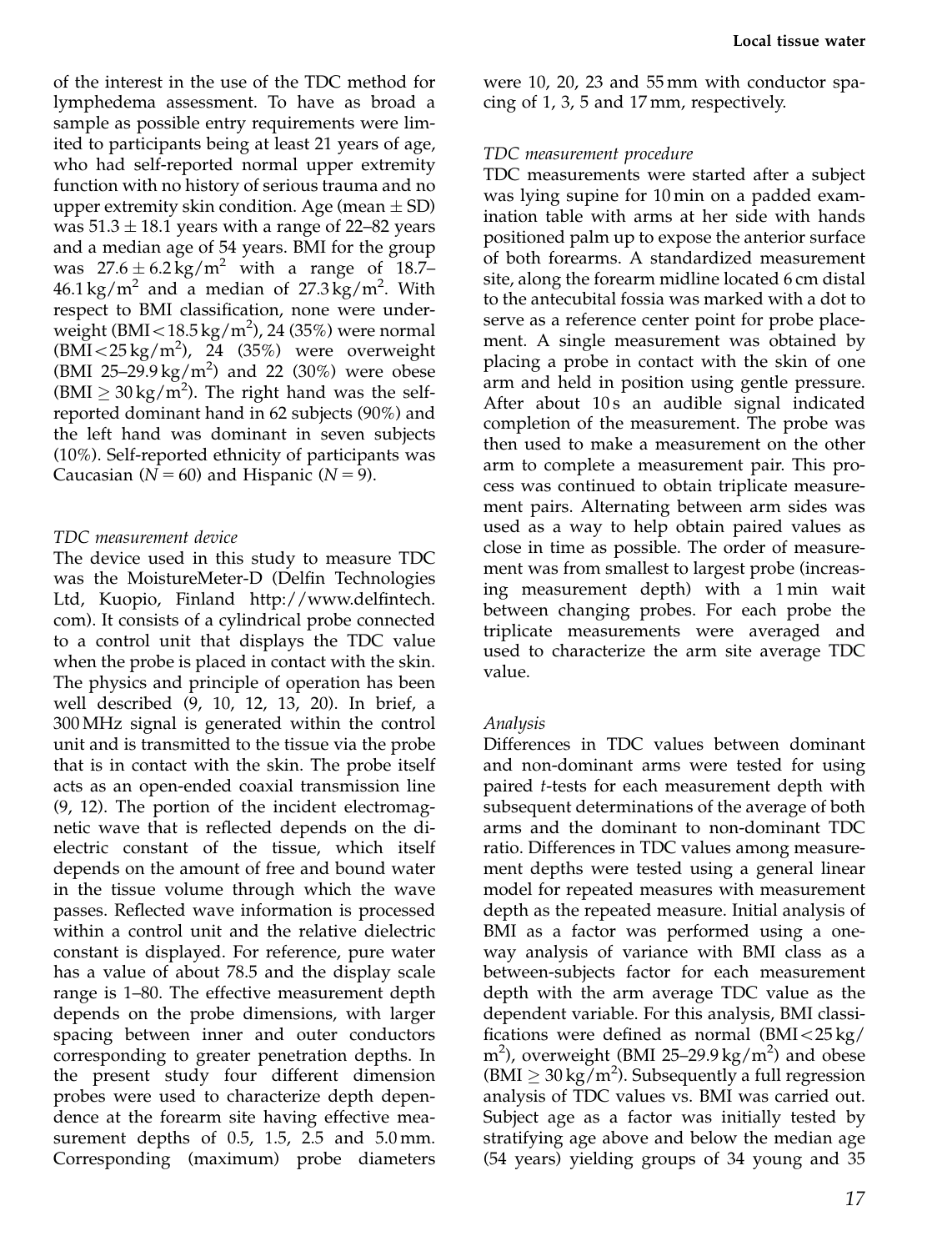of the interest in the use of the TDC method for lymphedema assessment. To have as broad a sample as possible entry requirements were limited to participants being at least 21 years of age, who had self-reported normal upper extremity function with no history of serious trauma and no upper extremity skin condition. Age (mean $\pm$ SD) was $51.3 \pm 18.1$ years with a range of 22–82 years and a median age of 54 years. BMI for the group was $27.6 \pm 6.2\,kg/m^2$ with a range of 18.7–46.1 $kg/m^2$ and a median of 27.3 $kg/m^2$. With respect to BMI classification, none were underweight (BMI < 18.5 $kg/m^2$), 24 (35%) were normal (BMI < 25 $kg/m^2$), 24 (35%) were overweight (BMI 25–29.9 $kg/m^2$) and 22 (30%) were obese (BMI $\geq$ 30 $kg/m^2$). The right hand was the self-reported dominant hand in 62 subjects (90%) and the left hand was dominant in seven subjects (10%). Self-reported ethnicity of participants was Caucasian ($N = 60$) and Hispanic ($N = 9$).

*TDC measurement device*

The device used in this study to measure TDC was the MoistureMeter-D (Delfin Technologies Ltd, Kuopio, Finland http://www.delfintech.com). It consists of a cylindrical probe connected to a control unit that displays the TDC value when the probe is placed in contact with the skin. The physics and principle of operation has been well described (9, 10, 12, 13, 20). In brief, a 300 MHz signal is generated within the control unit and is transmitted to the tissue via the probe that is in contact with the skin. The probe itself acts as an open-ended coaxial transmission line (9, 12). The portion of the incident electromagnetic wave that is reflected depends on the dielectric constant of the tissue, which itself depends on the amount of free and bound water in the tissue volume through which the wave passes. Reflected wave information is processed within a control unit and the relative dielectric constant is displayed. For reference, pure water has a value of about 78.5 and the display scale range is 1–80. The effective measurement depth depends on the probe dimensions, with larger spacing between inner and outer conductors corresponding to greater penetration depths. In the present study four different dimension probes were used to characterize depth dependence at the forearm site having effective measurement depths of 0.5, 1.5, 2.5 and 5.0 mm. Corresponding (maximum) probe diameters were 10, 20, 23 and 55 mm with conductor spacing of 1, 3, 5 and 17 mm, respectively.

*TDC measurement procedure*

TDC measurements were started after a subject was lying supine for 10 min on a padded examination table with arms at her side with hands positioned palm up to expose the anterior surface of both forearms. A standardized measurement site, along the forearm midline located 6 cm distal to the antecubital fossia was marked with a dot to serve as a reference center point for probe placement. A single measurement was obtained by placing a probe in contact with the skin of one arm and held in position using gentle pressure. After about 10 s an audible signal indicated completion of the measurement. The probe was then used to make a measurement on the other arm to complete a measurement pair. This process was continued to obtain triplicate measurement pairs. Alternating between arm sides was used as a way to help obtain paired values as close in time as possible. The order of measurement was from smallest to largest probe (increasing measurement depth) with a 1 min wait between changing probes. For each probe the triplicate measurements were averaged and used to characterize the arm site average TDC value.

*Analysis*

Differences in TDC values between dominant and non-dominant arms were tested for using paired *t*-tests for each measurement depth with subsequent determinations of the average of both arms and the dominant to non-dominant TDC ratio. Differences in TDC values among measurement depths were tested using a general linear model for repeated measures with measurement depth as the repeated measure. Initial analysis of BMI as a factor was performed using a one-way analysis of variance with BMI class as a between-subjects factor for each measurement depth with the arm average TDC value as the dependent variable. For this analysis, BMI classifications were defined as normal (BMI < 25 $kg/m^2$), overweight (BMI 25–29.9 $kg/m^2$) and obese (BMI $\geq$ 30 $kg/m^2$). Subsequently a full regression analysis of TDC values vs. BMI was carried out. Subject age as a factor was initially tested by stratifying age above and below the median age (54 years) yielding groups of 34 young and 35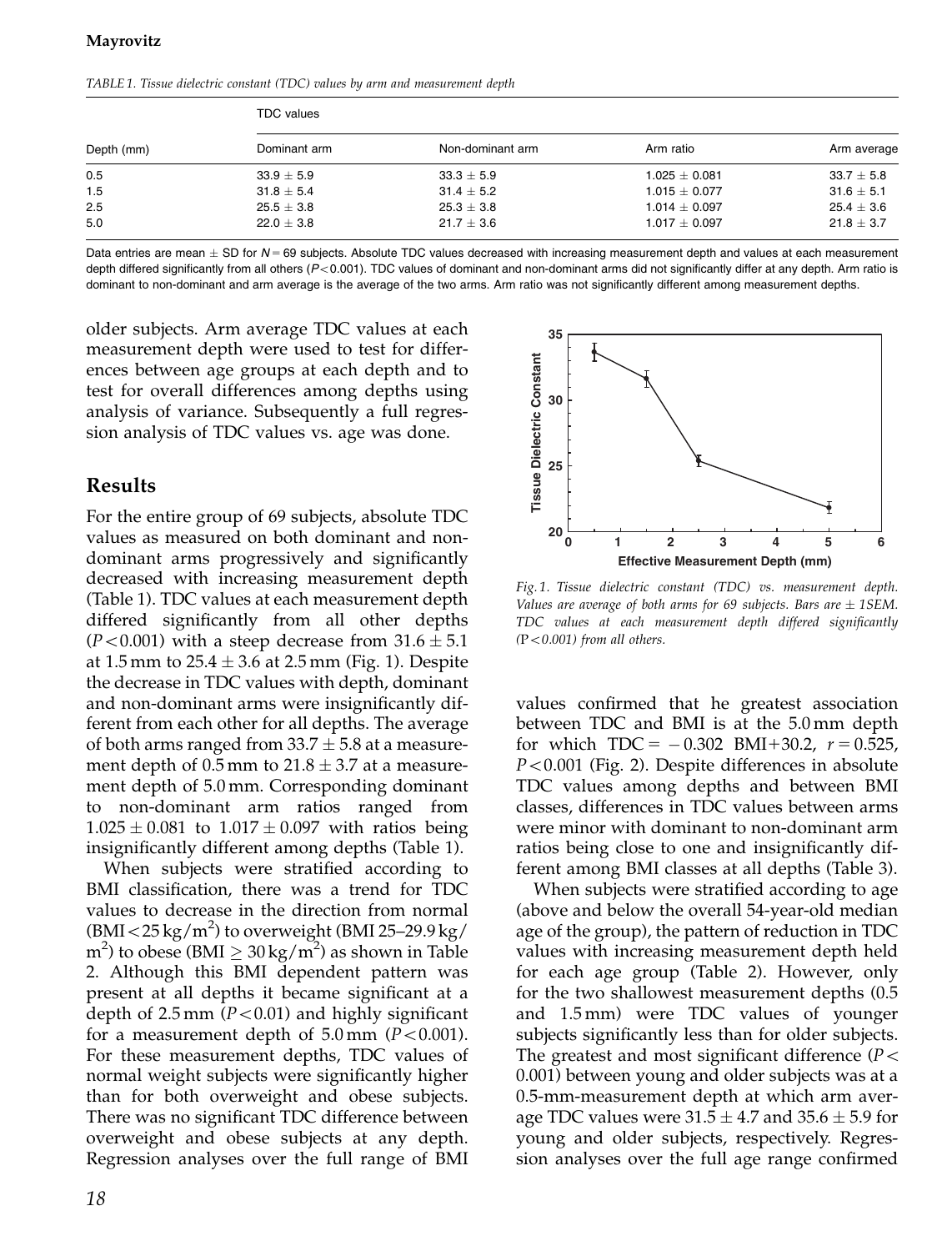TABLE 1. Tissue dielectric constant (TDC) values by arm and measurement depth

| Depth (mm) | TDC values | | | |
|---|---|---|---|---|
| | Dominant arm | Non-dominant arm | Arm ratio | Arm average |
| 0.5 | 33.9 ± 5.9 | 33.3 ± 5.9 | 1.025 ± 0.081 | 33.7 ± 5.8 |
| 1.5 | 31.8 ± 5.4 | 31.4 ± 5.2 | 1.015 ± 0.077 | 31.6 ± 5.1 |
| 2.5 | 25.5 ± 3.8 | 25.3 ± 3.8 | 1.014 ± 0.097 | 25.4 ± 3.6 |
| 5.0 | 22.0 ± 3.8 | 21.7 ± 3.6 | 1.017 ± 0.097 | 21.8 ± 3.7 |

Data entries are mean ± SD for $N = 69$ subjects. Absolute TDC values decreased with increasing measurement depth and values at each measurement depth differed significantly from all others ($P < 0.001$). TDC values of dominant and non-dominant arms did not significantly differ at any depth. Arm ratio is dominant to non-dominant and arm average is the average of the two arms. Arm ratio was not significantly different among measurement depths.

older subjects. Arm average TDC values at each measurement depth were used to test for differences between age groups at each depth and to test for overall differences among depths using analysis of variance. Subsequently a full regression analysis of TDC values vs. age was done.

## Results

For the entire group of 69 subjects, absolute TDC values as measured on both dominant and non-dominant arms progressively and significantly decreased with increasing measurement depth (Table 1). TDC values at each measurement depth differed significantly from all other depths ($P < 0.001$) with a steep decrease from 31.6 ± 5.1 at 1.5 mm to 25.4 ± 3.6 at 2.5 mm (Fig. 1). Despite the decrease in TDC values with depth, dominant and non-dominant arms were insignificantly different from each other for all depths. The average of both arms ranged from 33.7 ± 5.8 at a measurement depth of 0.5 mm to 21.8 ± 3.7 at a measurement depth of 5.0 mm. Corresponding dominant to non-dominant arm ratios ranged from 1.025 ± 0.081 to 1.017 ± 0.097 with ratios being insignificantly different among depths (Table 1).

When subjects were stratified according to BMI classification, there was a trend for TDC values to decrease in the direction from normal (BMI < 25 kg/m$^2$) to overweight (BMI 25–29.9 kg/m$^2$) to obese (BMI ≥ 30 kg/m$^2$) as shown in Table 2. Although this BMI dependent pattern was present at all depths it became significant at a depth of 2.5 mm ($P < 0.01$) and highly significant for a measurement depth of 5.0 mm ($P < 0.001$). For these measurement depths, TDC values of normal weight subjects were significantly higher than for both overweight and obese subjects. There was no significant TDC difference between overweight and obese subjects at any depth. Regression analyses over the full range of BMI

*Fig. 1. Tissue dielectric constant (TDC) vs. measurement depth. Values are average of both arms for 69 subjects. Bars are ± 1SEM. TDC values at each measurement depth differed significantly (P < 0.001) from all others.*

values confirmed that he greatest association between TDC and BMI is at the 5.0 mm depth for which $TDC = -0.302\ BMI + 30.2$, $r = 0.525$, $P < 0.001$ (Fig. 2). Despite differences in absolute TDC values among depths and between BMI classes, differences in TDC values between arms were minor with dominant to non-dominant arm ratios being close to one and insignificantly different among BMI classes at all depths (Table 3).

When subjects were stratified according to age (above and below the overall 54-year-old median age of the group), the pattern of reduction in TDC values with increasing measurement depth held for each age group (Table 2). However, only for the two shallowest measurement depths (0.5 and 1.5 mm) were TDC values of younger subjects significantly less than for older subjects. The greatest and most significant difference ($P < 0.001$) between young and older subjects was at a 0.5-mm-measurement depth at which arm average TDC values were 31.5 ± 4.7 and 35.6 ± 5.9 for young and older subjects, respectively. Regression analyses over the full age range confirmed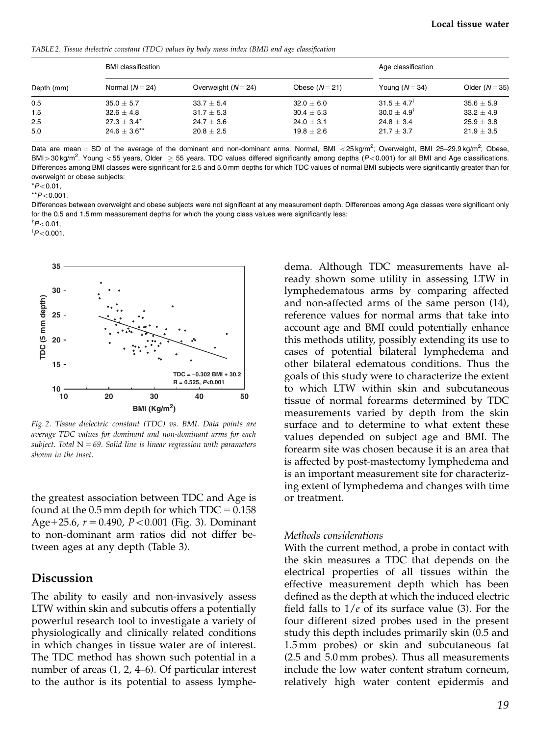*TABLE 2. Tissue dielectric constant (TDC) values by body mass index (BMI) and age classification*

| Depth (mm) | BMI classification | | | Age classification | |
|---|---|---|---|---|---|
| | Normal ($N = 24$) | Overweight ($N = 24$) | Obese ($N = 21$) | Young ($N = 34$) | Older ($N = 35$) |
| 0.5 | $35.0 \pm 5.7$ | $33.7 \pm 5.4$ | $32.0 \pm 6.0$ | $31.5 \pm 4.7^{\ddagger}$ | $35.6 \pm 5.9$ |
| 1.5 | $32.6 \pm 4.8$ | $31.7 \pm 5.3$ | $30.4 \pm 5.3$ | $30.0 \pm 4.9^{\dagger}$ | $33.2 \pm 4.9$ |
| 2.5 | $27.3 \pm 3.4^{*}$ | $24.7 \pm 3.6$ | $24.0 \pm 3.1$ | $24.8 \pm 3.4$ | $25.9 \pm 3.8$ |
| 5.0 | $24.6 \pm 3.6^{**}$ | $20.8 \pm 2.5$ | $19.8 \pm 2.6$ | $21.7 \pm 3.7$ | $21.9 \pm 3.5$ |

Data are mean ± SD of the average of the dominant and non-dominant arms. Normal, BMI $<25\,\text{kg/m}^2$; Overweight, BMI 25–29.9 $\text{kg/m}^2$; Obese, BMI $>30\,\text{kg/m}^2$. Young <55 years, Older ≥ 55 years. TDC values differed significantly among depths ($P<0.001$) for all BMI and Age classifications. Differences among BMI classes were significant for 2.5 and 5.0 mm depths for which TDC values of normal BMI subjects were significantly greater than for overweight or obese subjects:

$^{*}P<0.01$,

$^{**}P<0.001$.

Differences between overweight and obese subjects were not significant at any measurement depth. Differences among Age classes were significant only for the 0.5 and 1.5 mm measurement depths for which the young class values were significantly less:

$^{\dagger}P<0.01$,

$^{\ddagger}P<0.001$.

*Fig. 2. Tissue dielectric constant (TDC) vs. BMI. Data points are average TDC values for dominant and non-dominant arms for each subject. Total N = 69. Solid line is linear regression with parameters shown in the inset.*

the greatest association between TDC and Age is found at the 0.5 mm depth for which TDC = 0.158 Age+25.6, $r = 0.490$, $P < 0.001$ (Fig. 3). Dominant to non-dominant arm ratios did not differ between ages at any depth (Table 3).

## Discussion

The ability to easily and non-invasively assess LTW within skin and subcutis offers a potentially powerful research tool to investigate a variety of physiologically and clinically related conditions in which changes in tissue water are of interest. The TDC method has shown such potential in a number of areas (1, 2, 4–6). Of particular interest to the author is its potential to assess lymphedema. Although TDC measurements have already shown some utility in assessing LTW in lymphedematous arms by comparing affected and non-affected arms of the same person (14), reference values for normal arms that take into account age and BMI could potentially enhance this methods utility, possibly extending its use to cases of potential bilateral lymphedema and other bilateral edematous conditions. Thus the goals of this study were to characterize the extent to which LTW within skin and subcutaneous tissue of normal forearms determined by TDC measurements varied by depth from the skin surface and to determine to what extent these values depended on subject age and BMI. The forearm site was chosen because it is an area that is affected by post-mastectomy lymphedema and is an important measurement site for characterizing extent of lymphedema and changes with time or treatment.

### *Methods considerations*

With the current method, a probe in contact with the skin measures a TDC that depends on the electrical properties of all tissues within the effective measurement depth which has been defined as the depth at which the induced electric field falls to $1/e$ of its surface value (3). For the four different sized probes used in the present study this depth includes primarily skin (0.5 and 1.5 mm probes) or skin and subcutaneous fat (2.5 and 5.0 mm probes). Thus all measurements include the low water content stratum corneum, relatively high water content epidermis and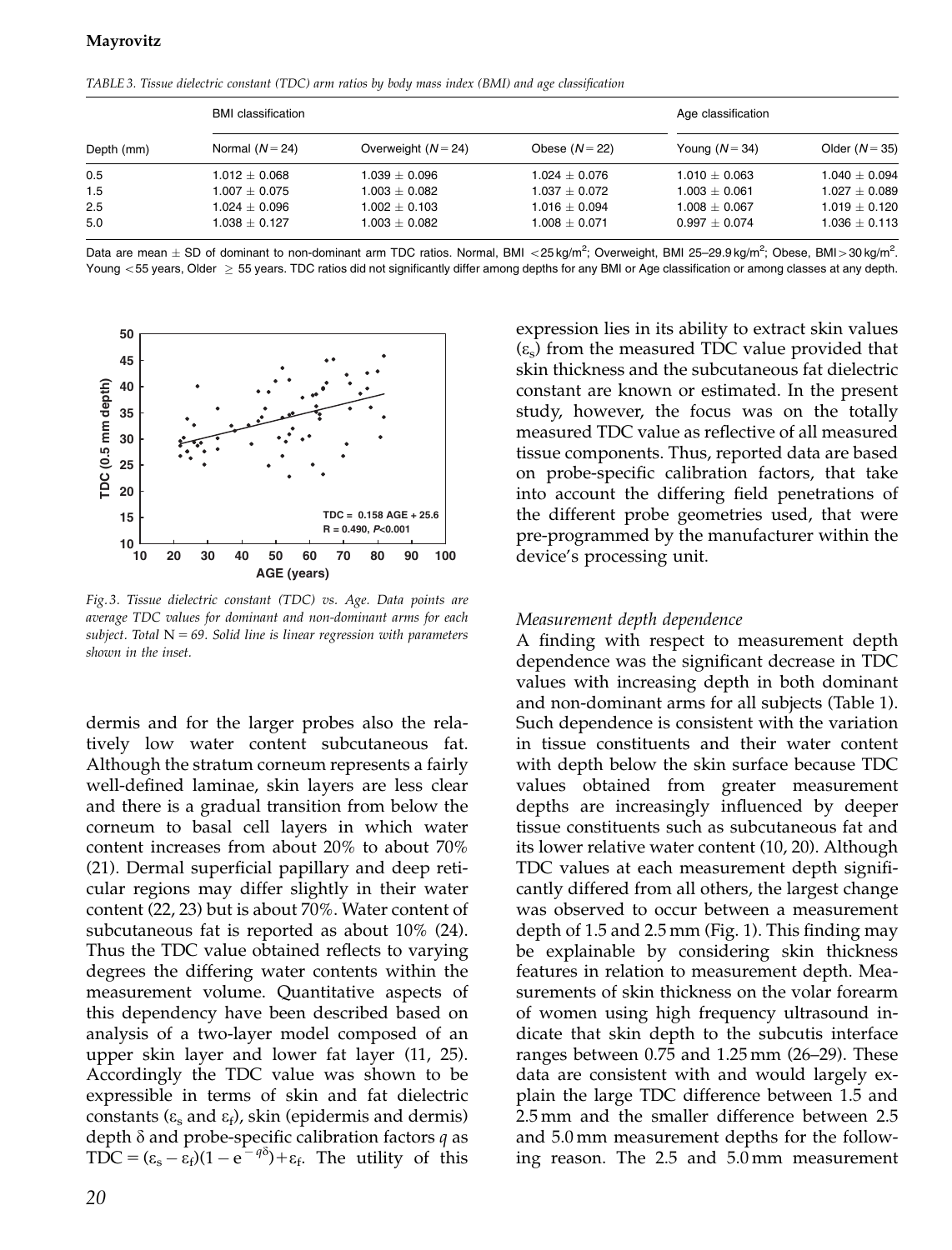TABLE 3. *Tissue dielectric constant (TDC) arm ratios by body mass index (BMI) and age classification*

| Depth (mm) | BMI classification | | | Age classification | |
|---|---|---|---|---|---|
| | Normal ($N = 24$) | Overweight ($N = 24$) | Obese ($N = 22$) | Young ($N = 34$) | Older ($N = 35$) |
| 0.5 | 1.012 ± 0.068 | 1.039 ± 0.096 | 1.024 ± 0.076 | 1.010 ± 0.063 | 1.040 ± 0.094 |
| 1.5 | 1.007 ± 0.075 | 1.003 ± 0.082 | 1.037 ± 0.072 | 1.003 ± 0.061 | 1.027 ± 0.089 |
| 2.5 | 1.024 ± 0.096 | 1.002 ± 0.103 | 1.016 ± 0.094 | 1.008 ± 0.067 | 1.019 ± 0.120 |
| 5.0 | 1.038 ± 0.127 | 1.003 ± 0.082 | 1.008 ± 0.071 | 0.997 ± 0.074 | 1.036 ± 0.113 |

Data are mean ± SD of dominant to non-dominant arm TDC ratios. Normal, BMI <25 kg/m$^2$; Overweight, BMI 25–29.9 kg/m$^2$; Obese, BMI > 30 kg/m$^2$. Young <55 years, Older ≥ 55 years. TDC ratios did not significantly differ among depths for any BMI or Age classification or among classes at any depth.

*Fig. 3. Tissue dielectric constant (TDC) vs. Age. Data points are average TDC values for dominant and non-dominant arms for each subject. Total N = 69. Solid line is linear regression with parameters shown in the inset.*

dermis and for the larger probes also the relatively low water content subcutaneous fat. Although the stratum corneum represents a fairly well-defined laminae, skin layers are less clear and there is a gradual transition from below the corneum to basal cell layers in which water content increases from about 20% to about 70% (21). Dermal superficial papillary and deep reticular regions may differ slightly in their water content (22, 23) but is about 70%. Water content of subcutaneous fat is reported as about 10% (24). Thus the TDC value obtained reflects to varying degrees the differing water contents within the measurement volume. Quantitative aspects of this dependency have been described based on analysis of a two-layer model composed of an upper skin layer and lower fat layer (11, 25). Accordingly the TDC value was shown to be expressible in terms of skin and fat dielectric constants ($\varepsilon_s$ and $\varepsilon_f$), skin (epidermis and dermis) depth $\delta$ and probe-specific calibration factors $q$ as $\mathrm{TDC} = (\varepsilon_s - \varepsilon_f)(1 - e^{-q\delta}) + \varepsilon_f$. The utility of this expression lies in its ability to extract skin values ($\varepsilon_s$) from the measured TDC value provided that skin thickness and the subcutaneous fat dielectric constant are known or estimated. In the present study, however, the focus was on the totally measured TDC value as reflective of all measured tissue components. Thus, reported data are based on probe-specific calibration factors, that take into account the differing field penetrations of the different probe geometries used, that were pre-programmed by the manufacturer within the device's processing unit.

### *Measurement depth dependence*

A finding with respect to measurement depth dependence was the significant decrease in TDC values with increasing depth in both dominant and non-dominant arms for all subjects (Table 1). Such dependence is consistent with the variation in tissue constituents and their water content with depth below the skin surface because TDC values obtained from greater measurement depths are increasingly influenced by deeper tissue constituents such as subcutaneous fat and its lower relative water content (10, 20). Although TDC values at each measurement depth significantly differed from all others, the largest change was observed to occur between a measurement depth of 1.5 and 2.5 mm (Fig. 1). This finding may be explainable by considering skin thickness features in relation to measurement depth. Measurements of skin thickness on the volar forearm of women using high frequency ultrasound indicate that skin depth to the subcutis interface ranges between 0.75 and 1.25 mm (26–29). These data are consistent with and would largely explain the large TDC difference between 1.5 and 2.5 mm and the smaller difference between 2.5 and 5.0 mm measurement depths for the following reason. The 2.5 and 5.0 mm measurement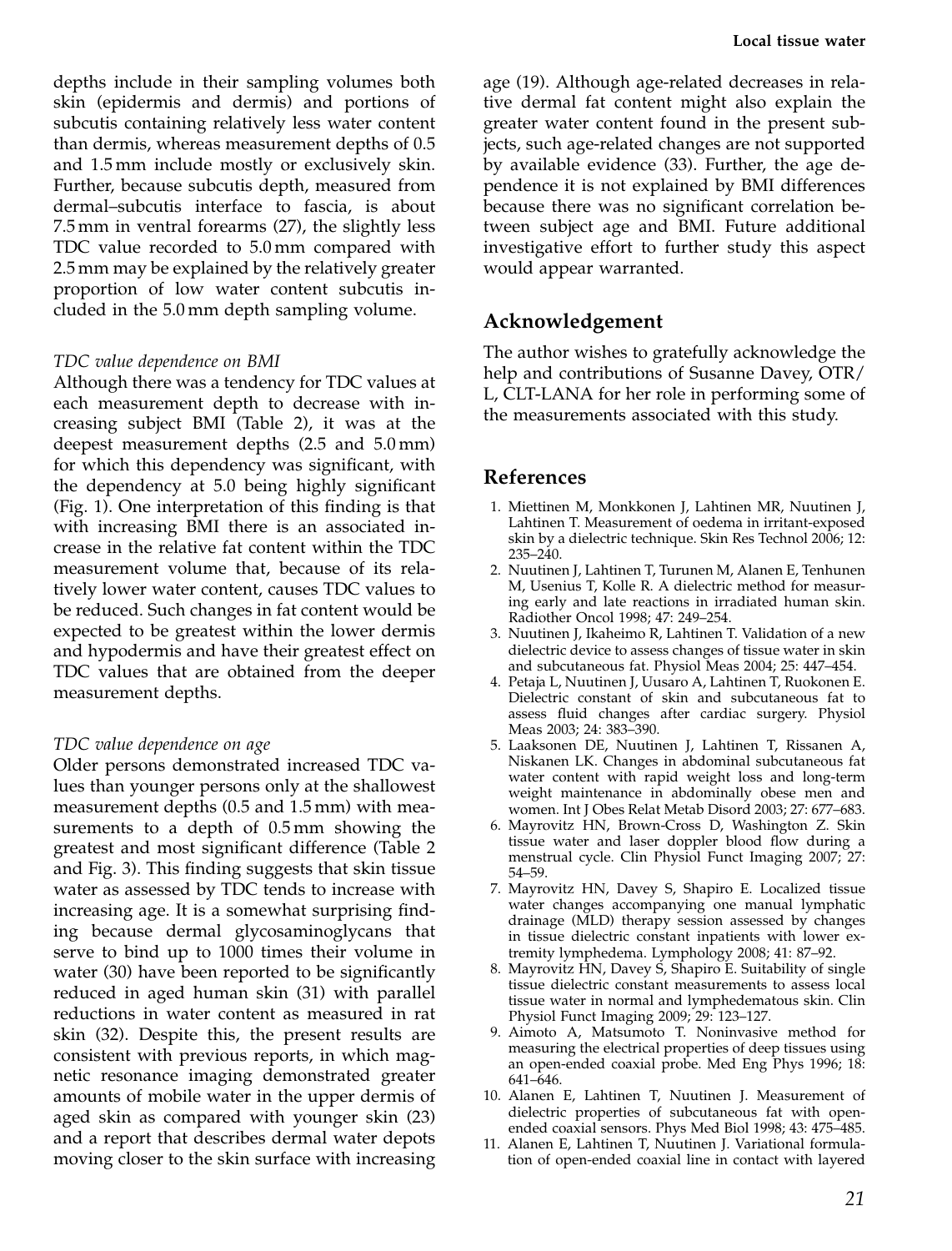depths include in their sampling volumes both skin (epidermis and dermis) and portions of subcutis containing relatively less water content than dermis, whereas measurement depths of 0.5 and 1.5 mm include mostly or exclusively skin. Further, because subcutis depth, measured from dermal–subcutis interface to fascia, is about 7.5 mm in ventral forearms (27), the slightly less TDC value recorded to 5.0 mm compared with 2.5 mm may be explained by the relatively greater proportion of low water content subcutis included in the 5.0 mm depth sampling volume.

*TDC value dependence on BMI*

Although there was a tendency for TDC values at each measurement depth to decrease with increasing subject BMI (Table 2), it was at the deepest measurement depths (2.5 and 5.0 mm) for which this dependency was significant, with the dependency at 5.0 being highly significant (Fig. 1). One interpretation of this finding is that with increasing BMI there is an associated increase in the relative fat content within the TDC measurement volume that, because of its relatively lower water content, causes TDC values to be reduced. Such changes in fat content would be expected to be greatest within the lower dermis and hypodermis and have their greatest effect on TDC values that are obtained from the deeper measurement depths.

*TDC value dependence on age*

Older persons demonstrated increased TDC values than younger persons only at the shallowest measurement depths (0.5 and 1.5 mm) with measurements to a depth of 0.5 mm showing the greatest and most significant difference (Table 2 and Fig. 3). This finding suggests that skin tissue water as assessed by TDC tends to increase with increasing age. It is a somewhat surprising finding because dermal glycosaminoglycans that serve to bind up to 1000 times their volume in water (30) have been reported to be significantly reduced in aged human skin (31) with parallel reductions in water content as measured in rat skin (32). Despite this, the present results are consistent with previous reports, in which magnetic resonance imaging demonstrated greater amounts of mobile water in the upper dermis of aged skin as compared with younger skin (23) and a report that describes dermal water depots moving closer to the skin surface with increasing age (19). Although age-related decreases in relative dermal fat content might also explain the greater water content found in the present subjects, such age-related changes are not supported by available evidence (33). Further, the age dependence it is not explained by BMI differences because there was no significant correlation between subject age and BMI. Future additional investigative effort to further study this aspect would appear warranted.

## Acknowledgement

The author wishes to gratefully acknowledge the help and contributions of Susanne Davey, OTR/L, CLT-LANA for her role in performing some of the measurements associated with this study.

## References

1. Miettinen M, Monkkonen J, Lahtinen MR, Nuutinen J, Lahtinen T. Measurement of oedema in irritant-exposed skin by a dielectric technique. Skin Res Technol 2006; 12: 235–240.
2. Nuutinen J, Lahtinen T, Turunen M, Alanen E, Tenhunen M, Usenius T, Kolle R. A dielectric method for measuring early and late reactions in irradiated human skin. Radiother Oncol 1998; 47: 249–254.
3. Nuutinen J, Ikaheimo R, Lahtinen T. Validation of a new dielectric device to assess changes of tissue water in skin and subcutaneous fat. Physiol Meas 2004; 25: 447–454.
4. Petaja L, Nuutinen J, Uusaro A, Lahtinen T, Ruokonen E. Dielectric constant of skin and subcutaneous fat to assess fluid changes after cardiac surgery. Physiol Meas 2003; 24: 383–390.
5. Laaksonen DE, Nuutinen J, Lahtinen T, Rissanen A, Niskanen LK. Changes in abdominal subcutaneous fat water content with rapid weight loss and long-term weight maintenance in abdominally obese men and women. Int J Obes Relat Metab Disord 2003; 27: 677–683.
6. Mayrovitz HN, Brown-Cross D, Washington Z. Skin tissue water and laser doppler blood flow during a menstrual cycle. Clin Physiol Funct Imaging 2007; 27: 54–59.
7. Mayrovitz HN, Davey S, Shapiro E. Localized tissue water changes accompanying one manual lymphatic drainage (MLD) therapy session assessed by changes in tissue dielectric constant inpatients with lower extremity lymphedema. Lymphology 2008; 41: 87–92.
8. Mayrovitz HN, Davey S, Shapiro E. Suitability of single tissue dielectric constant measurements to assess local tissue water in normal and lymphedematous skin. Clin Physiol Funct Imaging 2009; 29: 123–127.
9. Aimoto A, Matsumoto T. Noninvasive method for measuring the electrical properties of deep tissues using an open-ended coaxial probe. Med Eng Phys 1996; 18: 641–646.
10. Alanen E, Lahtinen T, Nuutinen J. Measurement of dielectric properties of subcutaneous fat with open-ended coaxial sensors. Phys Med Biol 1998; 43: 475–485.
11. Alanen E, Lahtinen T, Nuutinen J. Variational formulation of open-ended coaxial line in contact with layered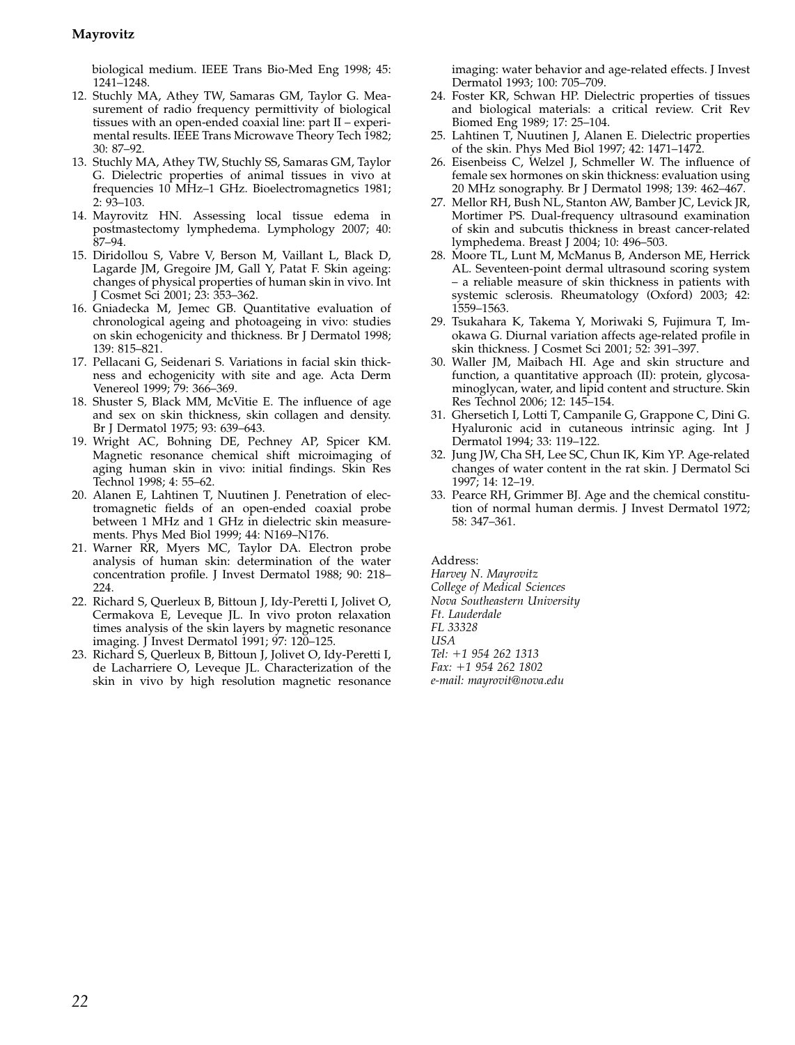biological medium. IEEE Trans Bio-Med Eng 1998; 45: 1241–1248.

12. Stuchly MA, Athey TW, Samaras GM, Taylor G. Measurement of radio frequency permittivity of biological tissues with an open-ended coaxial line: part II – experimental results. IEEE Trans Microwave Theory Tech 1982; 30: 87–92.
13. Stuchly MA, Athey TW, Stuchly SS, Samaras GM, Taylor G. Dielectric properties of animal tissues in vivo at frequencies 10 MHz–1 GHz. Bioelectromagnetics 1981; 2: 93–103.
14. Mayrovitz HN. Assessing local tissue edema in postmastectomy lymphedema. Lymphology 2007; 40: 87–94.
15. Diridollou S, Vabre V, Berson M, Vaillant L, Black D, Lagarde JM, Gregoire JM, Gall Y, Patat F. Skin ageing: changes of physical properties of human skin in vivo. Int J Cosmet Sci 2001; 23: 353–362.
16. Gniadecka M, Jemec GB. Quantitative evaluation of chronological ageing and photoageing in vivo: studies on skin echogenicity and thickness. Br J Dermatol 1998; 139: 815–821.
17. Pellacani G, Seidenari S. Variations in facial skin thickness and echogenicity with site and age. Acta Derm Venereol 1999; 79: 366–369.
18. Shuster S, Black MM, McVitie E. The influence of age and sex on skin thickness, skin collagen and density. Br J Dermatol 1975; 93: 639–643.
19. Wright AC, Bohning DE, Pechney AP, Spicer KM. Magnetic resonance chemical shift microimaging of aging human skin in vivo: initial findings. Skin Res Technol 1998; 4: 55–62.
20. Alanen E, Lahtinen T, Nuutinen J. Penetration of electromagnetic fields of an open-ended coaxial probe between 1 MHz and 1 GHz in dielectric skin measurements. Phys Med Biol 1999; 44: N169–N176.
21. Warner RR, Myers MC, Taylor DA. Electron probe analysis of human skin: determination of the water concentration profile. J Invest Dermatol 1988; 90: 218–224.
22. Richard S, Querleux B, Bittoun J, Idy-Peretti I, Jolivet O, Cermakova E, Leveque JL. In vivo proton relaxation times analysis of the skin layers by magnetic resonance imaging. J Invest Dermatol 1991; 97: 120–125.
23. Richard S, Querleux B, Bittoun J, Jolivet O, Idy-Peretti I, de Lacharriere O, Leveque JL. Characterization of the skin in vivo by high resolution magnetic resonance imaging: water behavior and age-related effects. J Invest Dermatol 1993; 100: 705–709.
24. Foster KR, Schwan HP. Dielectric properties of tissues and biological materials: a critical review. Crit Rev Biomed Eng 1989; 17: 25–104.
25. Lahtinen T, Nuutinen J, Alanen E. Dielectric properties of the skin. Phys Med Biol 1997; 42: 1471–1472.
26. Eisenbeiss C, Welzel J, Schmeller W. The influence of female sex hormones on skin thickness: evaluation using 20 MHz sonography. Br J Dermatol 1998; 139: 462–467.
27. Mellor RH, Bush NL, Stanton AW, Bamber JC, Levick JR, Mortimer PS. Dual-frequency ultrasound examination of skin and subcutis thickness in breast cancer-related lymphedema. Breast J 2004; 10: 496–503.
28. Moore TL, Lunt M, McManus B, Anderson ME, Herrick AL. Seventeen-point dermal ultrasound scoring system – a reliable measure of skin thickness in patients with systemic sclerosis. Rheumatology (Oxford) 2003; 42: 1559–1563.
29. Tsukahara K, Takema Y, Moriwaki S, Fujimura T, Imokawa G. Diurnal variation affects age-related profile in skin thickness. J Cosmet Sci 2001; 52: 391–397.
30. Waller JM, Maibach HI. Age and skin structure and function, a quantitative approach (II): protein, glycosaminoglycan, water, and lipid content and structure. Skin Res Technol 2006; 12: 145–154.
31. Ghersetich I, Lotti T, Campanile G, Grappone C, Dini G. Hyaluronic acid in cutaneous intrinsic aging. Int J Dermatol 1994; 33: 119–122.
32. Jung JW, Cha SH, Lee SC, Chun IK, Kim YP. Age-related changes of water content in the rat skin. J Dermatol Sci 1997; 14: 12–19.
33. Pearce RH, Grimmer BJ. Age and the chemical constitution of normal human dermis. J Invest Dermatol 1972; 58: 347–361.

Address:
*Harvey N. Mayrovitz*
*College of Medical Sciences*
*Nova Southeastern University*
*Ft. Lauderdale*
*FL 33328*
*USA*
*Tel: +1 954 262 1313*
*Fax: +1 954 262 1802*
*e-mail: mayrovit@nova.edu*